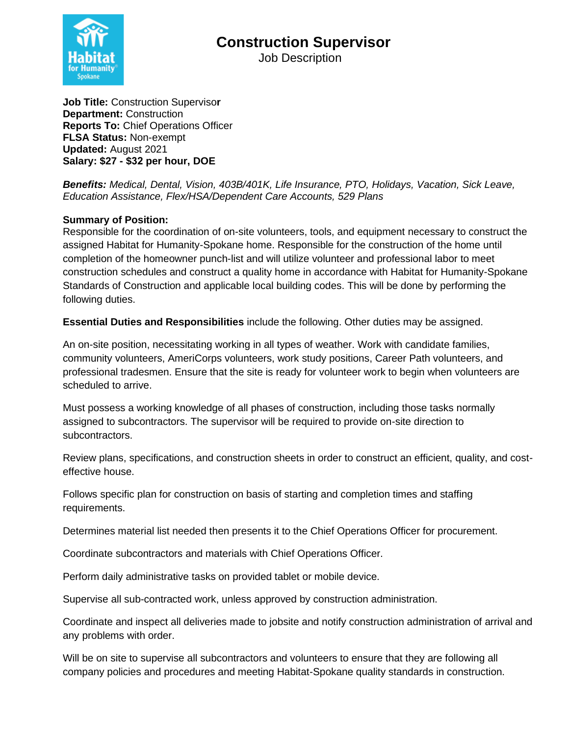# Construction Supervisor

Job Description

**Job Title:** Construction Supervisor
**Department:** Construction
**Reports To:** Chief Operations Officer
**FLSA Status:** Non-exempt
**Updated:** August 2021
**Salary: $27 - $32 per hour, DOE**

***Benefits:*** *Medical, Dental, Vision, 403B/401K, Life Insurance, PTO, Holidays, Vacation, Sick Leave, Education Assistance, Flex/HSA/Dependent Care Accounts, 529 Plans*

**Summary of Position:**
Responsible for the coordination of on-site volunteers, tools, and equipment necessary to construct the assigned Habitat for Humanity-Spokane home. Responsible for the construction of the home until completion of the homeowner punch-list and will utilize volunteer and professional labor to meet construction schedules and construct a quality home in accordance with Habitat for Humanity-Spokane Standards of Construction and applicable local building codes. This will be done by performing the following duties.

**Essential Duties and Responsibilities** include the following. Other duties may be assigned.

An on-site position, necessitating working in all types of weather. Work with candidate families, community volunteers, AmeriCorps volunteers, work study positions, Career Path volunteers, and professional tradesmen. Ensure that the site is ready for volunteer work to begin when volunteers are scheduled to arrive.

Must possess a working knowledge of all phases of construction, including those tasks normally assigned to subcontractors. The supervisor will be required to provide on-site direction to subcontractors.

Review plans, specifications, and construction sheets in order to construct an efficient, quality, and cost-effective house.

Follows specific plan for construction on basis of starting and completion times and staffing requirements.

Determines material list needed then presents it to the Chief Operations Officer for procurement.

Coordinate subcontractors and materials with Chief Operations Officer.

Perform daily administrative tasks on provided tablet or mobile device.

Supervise all sub-contracted work, unless approved by construction administration.

Coordinate and inspect all deliveries made to jobsite and notify construction administration of arrival and any problems with order.

Will be on site to supervise all subcontractors and volunteers to ensure that they are following all company policies and procedures and meeting Habitat-Spokane quality standards in construction.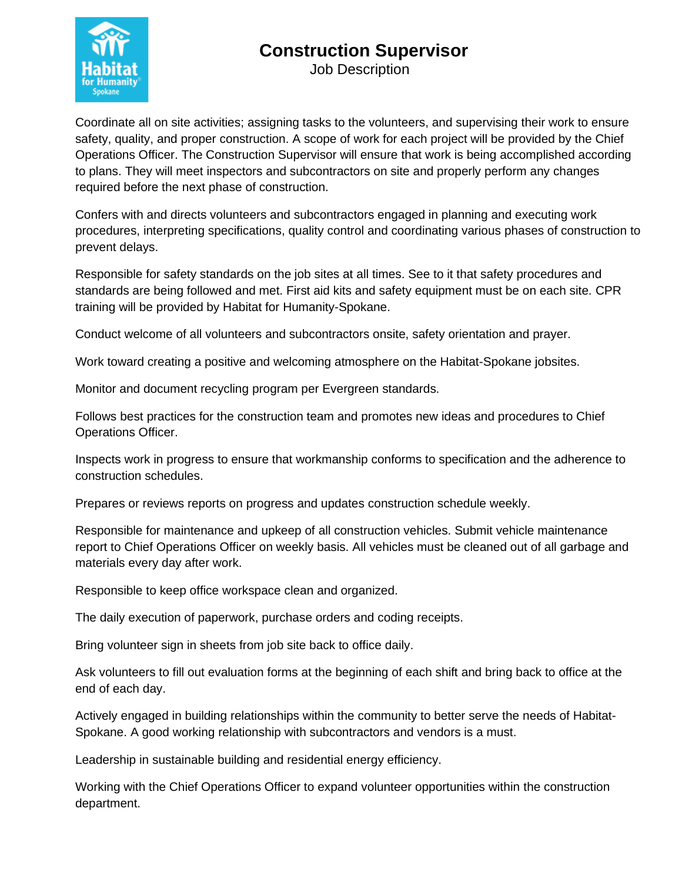# Construction Supervisor

Job Description

Coordinate all on site activities; assigning tasks to the volunteers, and supervising their work to ensure safety, quality, and proper construction. A scope of work for each project will be provided by the Chief Operations Officer. The Construction Supervisor will ensure that work is being accomplished according to plans. They will meet inspectors and subcontractors on site and properly perform any changes required before the next phase of construction.

Confers with and directs volunteers and subcontractors engaged in planning and executing work procedures, interpreting specifications, quality control and coordinating various phases of construction to prevent delays.

Responsible for safety standards on the job sites at all times. See to it that safety procedures and standards are being followed and met. First aid kits and safety equipment must be on each site. CPR training will be provided by Habitat for Humanity-Spokane.

Conduct welcome of all volunteers and subcontractors onsite, safety orientation and prayer.

Work toward creating a positive and welcoming atmosphere on the Habitat-Spokane jobsites.

Monitor and document recycling program per Evergreen standards.

Follows best practices for the construction team and promotes new ideas and procedures to Chief Operations Officer.

Inspects work in progress to ensure that workmanship conforms to specification and the adherence to construction schedules.

Prepares or reviews reports on progress and updates construction schedule weekly.

Responsible for maintenance and upkeep of all construction vehicles. Submit vehicle maintenance report to Chief Operations Officer on weekly basis. All vehicles must be cleaned out of all garbage and materials every day after work.

Responsible to keep office workspace clean and organized.

The daily execution of paperwork, purchase orders and coding receipts.

Bring volunteer sign in sheets from job site back to office daily.

Ask volunteers to fill out evaluation forms at the beginning of each shift and bring back to office at the end of each day.

Actively engaged in building relationships within the community to better serve the needs of Habitat-Spokane. A good working relationship with subcontractors and vendors is a must.

Leadership in sustainable building and residential energy efficiency.

Working with the Chief Operations Officer to expand volunteer opportunities within the construction department.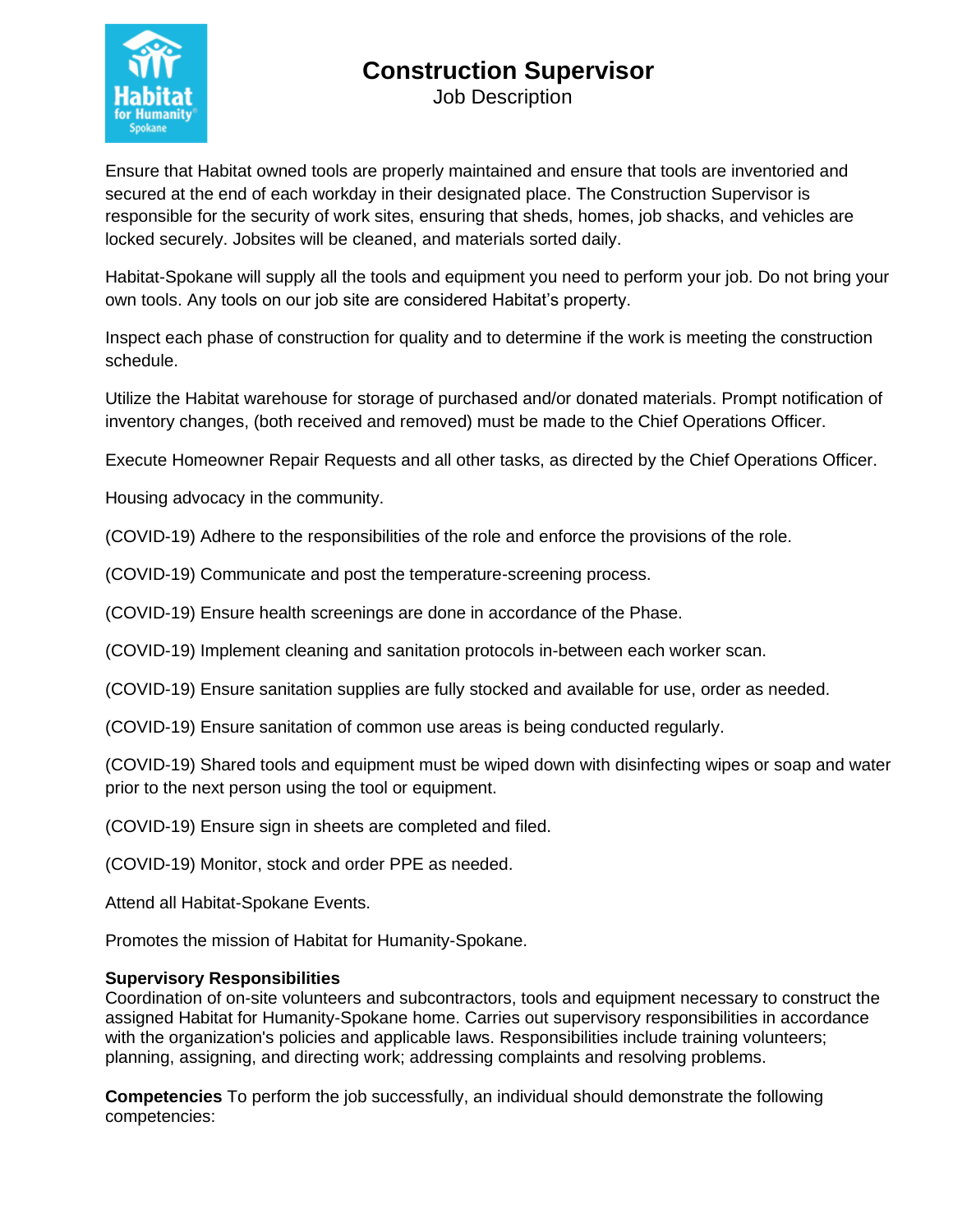# Construction Supervisor

Job Description

Ensure that Habitat owned tools are properly maintained and ensure that tools are inventoried and secured at the end of each workday in their designated place. The Construction Supervisor is responsible for the security of work sites, ensuring that sheds, homes, job shacks, and vehicles are locked securely. Jobsites will be cleaned, and materials sorted daily.

Habitat-Spokane will supply all the tools and equipment you need to perform your job. Do not bring your own tools. Any tools on our job site are considered Habitat's property.

Inspect each phase of construction for quality and to determine if the work is meeting the construction schedule.

Utilize the Habitat warehouse for storage of purchased and/or donated materials. Prompt notification of inventory changes, (both received and removed) must be made to the Chief Operations Officer.

Execute Homeowner Repair Requests and all other tasks, as directed by the Chief Operations Officer.

Housing advocacy in the community.

(COVID-19) Adhere to the responsibilities of the role and enforce the provisions of the role.

(COVID-19) Communicate and post the temperature-screening process.

(COVID-19) Ensure health screenings are done in accordance of the Phase.

(COVID-19) Implement cleaning and sanitation protocols in-between each worker scan.

(COVID-19) Ensure sanitation supplies are fully stocked and available for use, order as needed.

(COVID-19) Ensure sanitation of common use areas is being conducted regularly.

(COVID-19) Shared tools and equipment must be wiped down with disinfecting wipes or soap and water prior to the next person using the tool or equipment.

(COVID-19) Ensure sign in sheets are completed and filed.

(COVID-19) Monitor, stock and order PPE as needed.

Attend all Habitat-Spokane Events.

Promotes the mission of Habitat for Humanity-Spokane.

**Supervisory Responsibilities**
Coordination of on-site volunteers and subcontractors, tools and equipment necessary to construct the assigned Habitat for Humanity-Spokane home. Carries out supervisory responsibilities in accordance with the organization's policies and applicable laws. Responsibilities include training volunteers; planning, assigning, and directing work; addressing complaints and resolving problems.

**Competencies** To perform the job successfully, an individual should demonstrate the following competencies: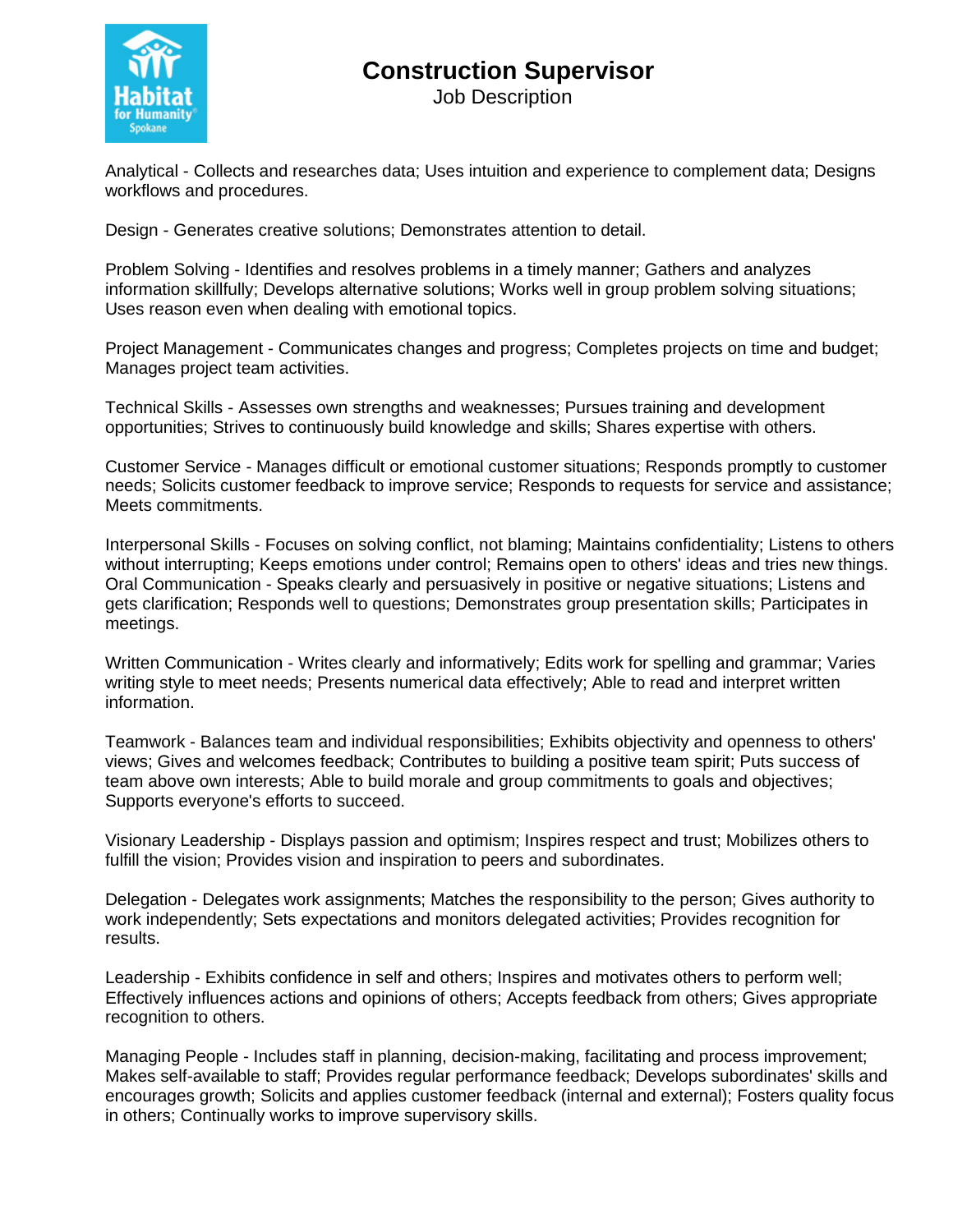Analytical - Collects and researches data; Uses intuition and experience to complement data; Designs workflows and procedures.

Design - Generates creative solutions; Demonstrates attention to detail.

Problem Solving - Identifies and resolves problems in a timely manner; Gathers and analyzes information skillfully; Develops alternative solutions; Works well in group problem solving situations; Uses reason even when dealing with emotional topics.

Project Management - Communicates changes and progress; Completes projects on time and budget; Manages project team activities.

Technical Skills - Assesses own strengths and weaknesses; Pursues training and development opportunities; Strives to continuously build knowledge and skills; Shares expertise with others.

Customer Service - Manages difficult or emotional customer situations; Responds promptly to customer needs; Solicits customer feedback to improve service; Responds to requests for service and assistance; Meets commitments.

Interpersonal Skills - Focuses on solving conflict, not blaming; Maintains confidentiality; Listens to others without interrupting; Keeps emotions under control; Remains open to others' ideas and tries new things.
Oral Communication - Speaks clearly and persuasively in positive or negative situations; Listens and gets clarification; Responds well to questions; Demonstrates group presentation skills; Participates in meetings.

Written Communication - Writes clearly and informatively; Edits work for spelling and grammar; Varies writing style to meet needs; Presents numerical data effectively; Able to read and interpret written information.

Teamwork - Balances team and individual responsibilities; Exhibits objectivity and openness to others' views; Gives and welcomes feedback; Contributes to building a positive team spirit; Puts success of team above own interests; Able to build morale and group commitments to goals and objectives; Supports everyone's efforts to succeed.

Visionary Leadership - Displays passion and optimism; Inspires respect and trust; Mobilizes others to fulfill the vision; Provides vision and inspiration to peers and subordinates.

Delegation - Delegates work assignments; Matches the responsibility to the person; Gives authority to work independently; Sets expectations and monitors delegated activities; Provides recognition for results.

Leadership - Exhibits confidence in self and others; Inspires and motivates others to perform well; Effectively influences actions and opinions of others; Accepts feedback from others; Gives appropriate recognition to others.

Managing People - Includes staff in planning, decision-making, facilitating and process improvement; Makes self-available to staff; Provides regular performance feedback; Develops subordinates' skills and encourages growth; Solicits and applies customer feedback (internal and external); Fosters quality focus in others; Continually works to improve supervisory skills.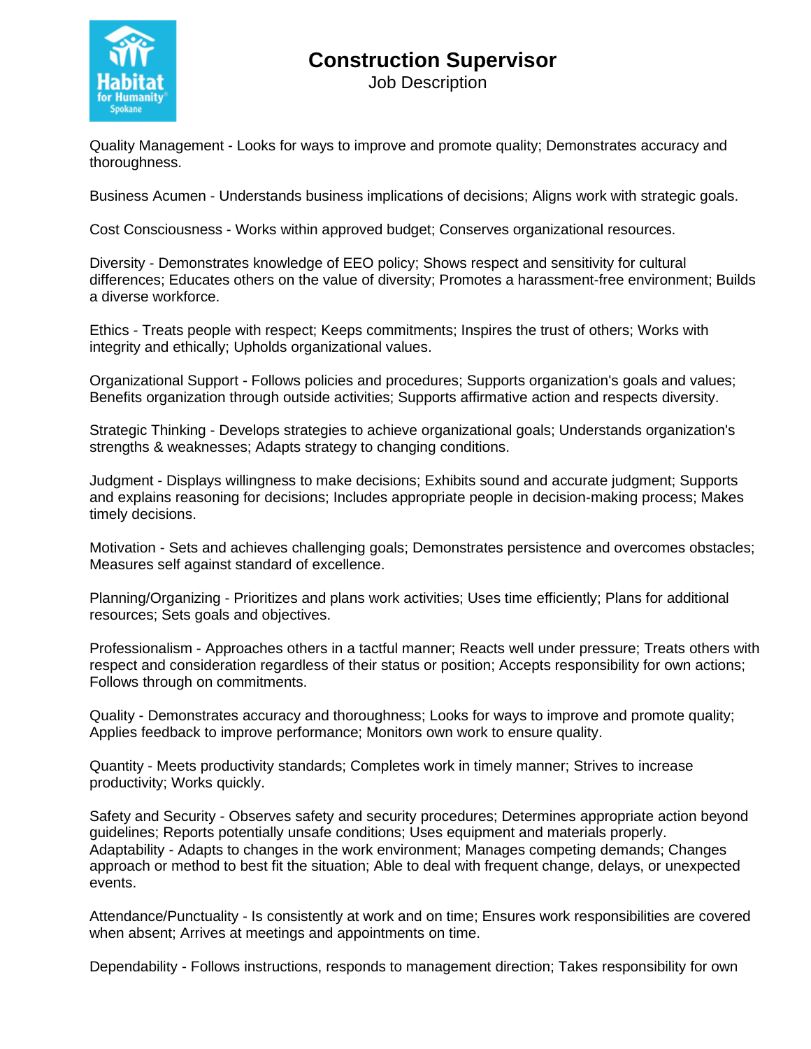Quality Management - Looks for ways to improve and promote quality; Demonstrates accuracy and thoroughness.

Business Acumen - Understands business implications of decisions; Aligns work with strategic goals.

Cost Consciousness - Works within approved budget; Conserves organizational resources.

Diversity - Demonstrates knowledge of EEO policy; Shows respect and sensitivity for cultural differences; Educates others on the value of diversity; Promotes a harassment-free environment; Builds a diverse workforce.

Ethics - Treats people with respect; Keeps commitments; Inspires the trust of others; Works with integrity and ethically; Upholds organizational values.

Organizational Support - Follows policies and procedures; Supports organization's goals and values; Benefits organization through outside activities; Supports affirmative action and respects diversity.

Strategic Thinking - Develops strategies to achieve organizational goals; Understands organization's strengths & weaknesses; Adapts strategy to changing conditions.

Judgment - Displays willingness to make decisions; Exhibits sound and accurate judgment; Supports and explains reasoning for decisions; Includes appropriate people in decision-making process; Makes timely decisions.

Motivation - Sets and achieves challenging goals; Demonstrates persistence and overcomes obstacles; Measures self against standard of excellence.

Planning/Organizing - Prioritizes and plans work activities; Uses time efficiently; Plans for additional resources; Sets goals and objectives.

Professionalism - Approaches others in a tactful manner; Reacts well under pressure; Treats others with respect and consideration regardless of their status or position; Accepts responsibility for own actions; Follows through on commitments.

Quality - Demonstrates accuracy and thoroughness; Looks for ways to improve and promote quality; Applies feedback to improve performance; Monitors own work to ensure quality.

Quantity - Meets productivity standards; Completes work in timely manner; Strives to increase productivity; Works quickly.

Safety and Security - Observes safety and security procedures; Determines appropriate action beyond guidelines; Reports potentially unsafe conditions; Uses equipment and materials properly.
Adaptability - Adapts to changes in the work environment; Manages competing demands; Changes approach or method to best fit the situation; Able to deal with frequent change, delays, or unexpected events.

Attendance/Punctuality - Is consistently at work and on time; Ensures work responsibilities are covered when absent; Arrives at meetings and appointments on time.

Dependability - Follows instructions, responds to management direction; Takes responsibility for own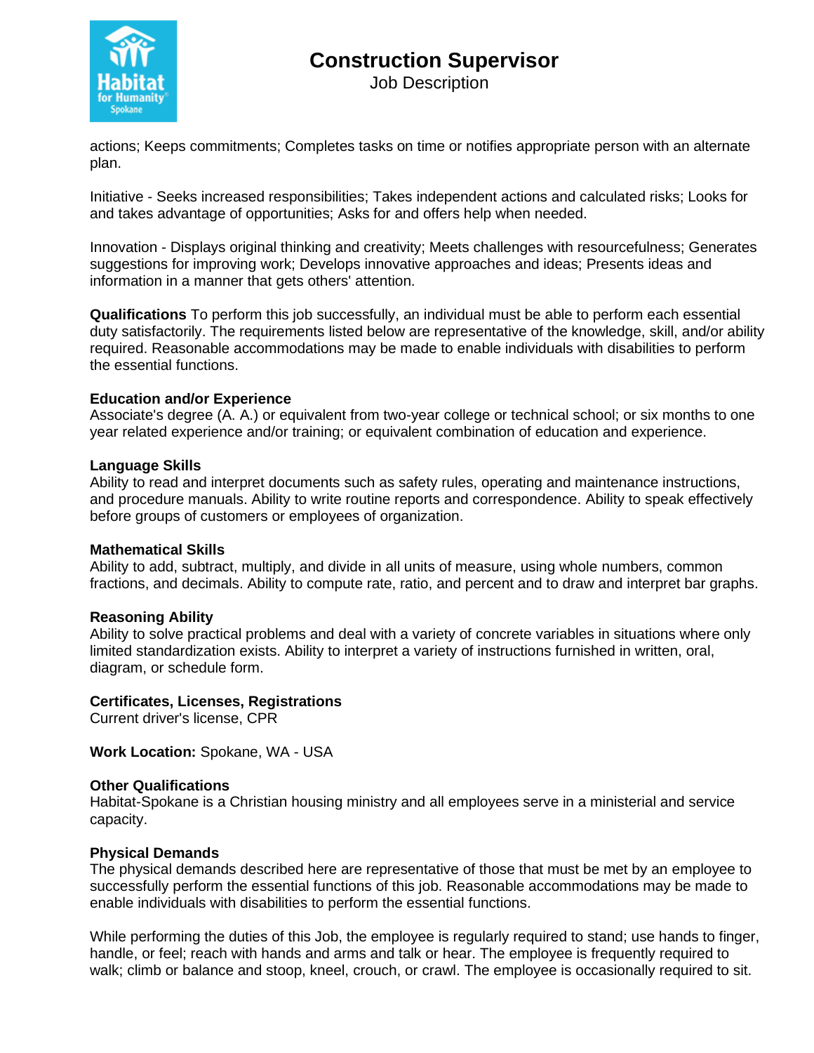actions; Keeps commitments; Completes tasks on time or notifies appropriate person with an alternate plan.

Initiative - Seeks increased responsibilities; Takes independent actions and calculated risks; Looks for and takes advantage of opportunities; Asks for and offers help when needed.

Innovation - Displays original thinking and creativity; Meets challenges with resourcefulness; Generates suggestions for improving work; Develops innovative approaches and ideas; Presents ideas and information in a manner that gets others' attention.

**Qualifications** To perform this job successfully, an individual must be able to perform each essential duty satisfactorily. The requirements listed below are representative of the knowledge, skill, and/or ability required. Reasonable accommodations may be made to enable individuals with disabilities to perform the essential functions.

**Education and/or Experience**
Associate's degree (A. A.) or equivalent from two-year college or technical school; or six months to one year related experience and/or training; or equivalent combination of education and experience.

**Language Skills**
Ability to read and interpret documents such as safety rules, operating and maintenance instructions, and procedure manuals. Ability to write routine reports and correspondence. Ability to speak effectively before groups of customers or employees of organization.

**Mathematical Skills**
Ability to add, subtract, multiply, and divide in all units of measure, using whole numbers, common fractions, and decimals. Ability to compute rate, ratio, and percent and to draw and interpret bar graphs.

**Reasoning Ability**
Ability to solve practical problems and deal with a variety of concrete variables in situations where only limited standardization exists. Ability to interpret a variety of instructions furnished in written, oral, diagram, or schedule form.

**Certificates, Licenses, Registrations**
Current driver's license, CPR

**Work Location:** Spokane, WA - USA

**Other Qualifications**
Habitat-Spokane is a Christian housing ministry and all employees serve in a ministerial and service capacity.

**Physical Demands**
The physical demands described here are representative of those that must be met by an employee to successfully perform the essential functions of this job. Reasonable accommodations may be made to enable individuals with disabilities to perform the essential functions.

While performing the duties of this Job, the employee is regularly required to stand; use hands to finger, handle, or feel; reach with hands and arms and talk or hear. The employee is frequently required to walk; climb or balance and stoop, kneel, crouch, or crawl. The employee is occasionally required to sit.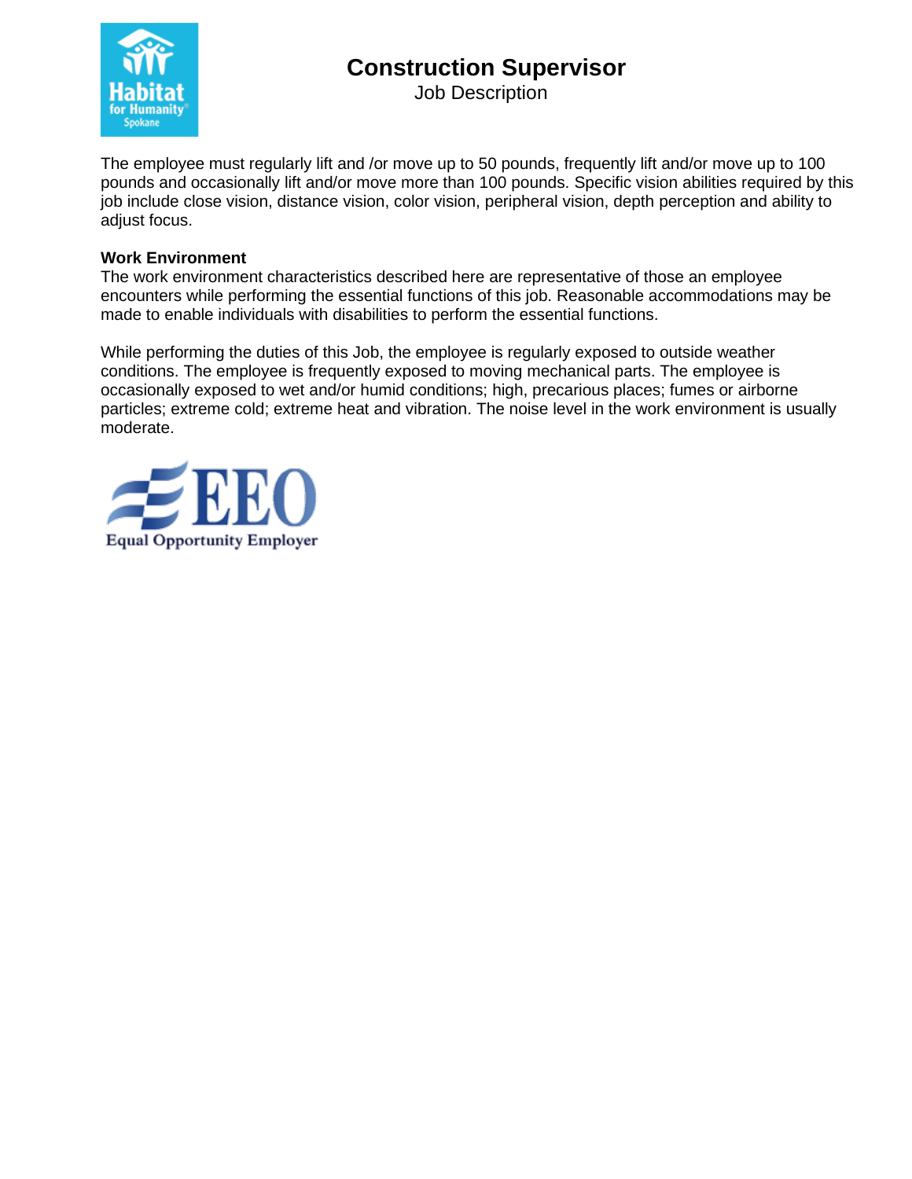# Construction Supervisor

Job Description

The employee must regularly lift and /or move up to 50 pounds, frequently lift and/or move up to 100 pounds and occasionally lift and/or move more than 100 pounds. Specific vision abilities required by this job include close vision, distance vision, color vision, peripheral vision, depth perception and ability to adjust focus.

**Work Environment**

The work environment characteristics described here are representative of those an employee encounters while performing the essential functions of this job. Reasonable accommodations may be made to enable individuals with disabilities to perform the essential functions.

While performing the duties of this Job, the employee is regularly exposed to outside weather conditions. The employee is frequently exposed to moving mechanical parts. The employee is occasionally exposed to wet and/or humid conditions; high, precarious places; fumes or airborne particles; extreme cold; extreme heat and vibration. The noise level in the work environment is usually moderate.

EEO
Equal Opportunity Employer